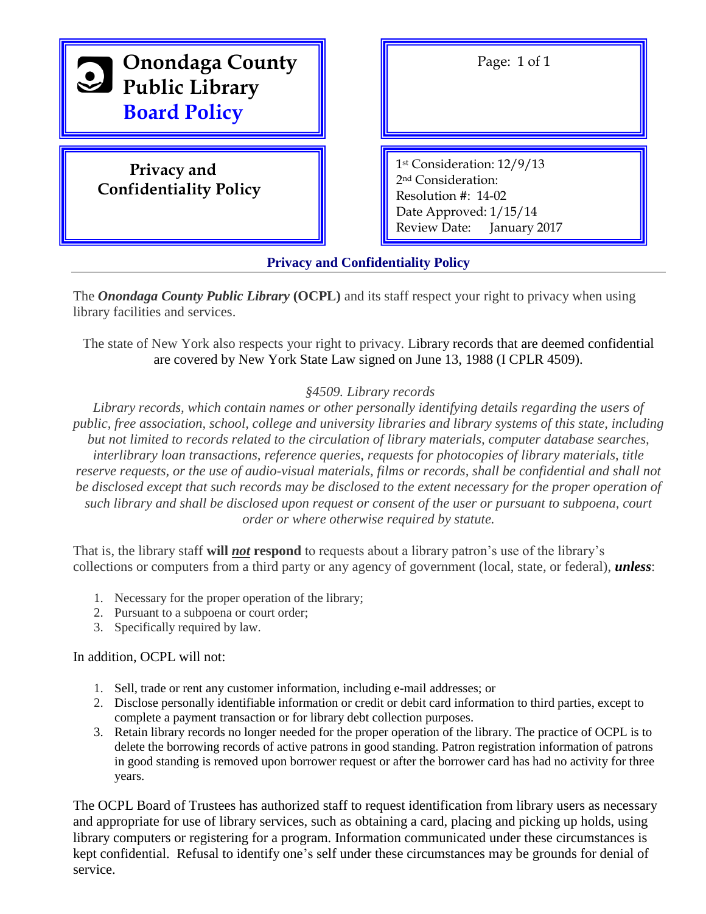# Onondaga County Public Library Board Policy

## Privacy and Confidentiality Policy

1st Consideration: 12/9/13
2nd Consideration:
Resolution #: 14-02
Date Approved: 1/15/14
Review Date: January 2017

## Privacy and Confidentiality Policy

The ***Onondaga County Public Library*** **(OCPL)** and its staff respect your right to privacy when using library facilities and services.

The state of New York also respects your right to privacy. Library records that are deemed confidential are covered by New York State Law signed on June 13, 1988 (I CPLR 4509).

*§4509. Library records*
*Library records, which contain names or other personally identifying details regarding the users of public, free association, school, college and university libraries and library systems of this state, including but not limited to records related to the circulation of library materials, computer database searches, interlibrary loan transactions, reference queries, requests for photocopies of library materials, title reserve requests, or the use of audio-visual materials, films or records, shall be confidential and shall not be disclosed except that such records may be disclosed to the extent necessary for the proper operation of such library and shall be disclosed upon request or consent of the user or pursuant to subpoena, court order or where otherwise required by statute.*

That is, the library staff **will *not* respond** to requests about a library patron's use of the library's collections or computers from a third party or any agency of government (local, state, or federal), ***unless***:

1. Necessary for the proper operation of the library;
2. Pursuant to a subpoena or court order;
3. Specifically required by law.

In addition, OCPL will not:

1. Sell, trade or rent any customer information, including e-mail addresses; or
2. Disclose personally identifiable information or credit or debit card information to third parties, except to complete a payment transaction or for library debt collection purposes.
3. Retain library records no longer needed for the proper operation of the library. The practice of OCPL is to delete the borrowing records of active patrons in good standing. Patron registration information of patrons in good standing is removed upon borrower request or after the borrower card has had no activity for three years.

The OCPL Board of Trustees has authorized staff to request identification from library users as necessary and appropriate for use of library services, such as obtaining a card, placing and picking up holds, using library computers or registering for a program. Information communicated under these circumstances is kept confidential. Refusal to identify one's self under these circumstances may be grounds for denial of service.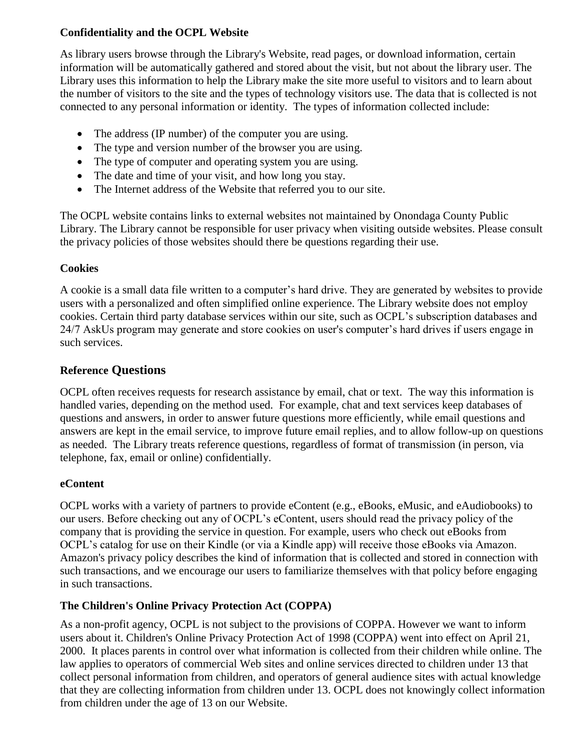**Confidentiality and the OCPL Website**

As library users browse through the Library's Website, read pages, or download information, certain information will be automatically gathered and stored about the visit, but not about the library user. The Library uses this information to help the Library make the site more useful to visitors and to learn about the number of visitors to the site and the types of technology visitors use. The data that is collected is not connected to any personal information or identity. The types of information collected include:

- The address (IP number) of the computer you are using.
- The type and version number of the browser you are using.
- The type of computer and operating system you are using.
- The date and time of your visit, and how long you stay.
- The Internet address of the Website that referred you to our site.

The OCPL website contains links to external websites not maintained by Onondaga County Public Library. The Library cannot be responsible for user privacy when visiting outside websites. Please consult the privacy policies of those websites should there be questions regarding their use.

**Cookies**

A cookie is a small data file written to a computer's hard drive. They are generated by websites to provide users with a personalized and often simplified online experience. The Library website does not employ cookies. Certain third party database services within our site, such as OCPL's subscription databases and 24/7 AskUs program may generate and store cookies on user's computer's hard drives if users engage in such services.

## Reference Questions

OCPL often receives requests for research assistance by email, chat or text. The way this information is handled varies, depending on the method used. For example, chat and text services keep databases of questions and answers, in order to answer future questions more efficiently, while email questions and answers are kept in the email service, to improve future email replies, and to allow follow-up on questions as needed. The Library treats reference questions, regardless of format of transmission (in person, via telephone, fax, email or online) confidentially.

**eContent**

OCPL works with a variety of partners to provide eContent (e.g., eBooks, eMusic, and eAudiobooks) to our users. Before checking out any of OCPL's eContent, users should read the privacy policy of the company that is providing the service in question. For example, users who check out eBooks from OCPL's catalog for use on their Kindle (or via a Kindle app) will receive those eBooks via Amazon. Amazon's privacy policy describes the kind of information that is collected and stored in connection with such transactions, and we encourage our users to familiarize themselves with that policy before engaging in such transactions.

**The Children's Online Privacy Protection Act (COPPA)**

As a non-profit agency, OCPL is not subject to the provisions of COPPA. However we want to inform users about it. Children's Online Privacy Protection Act of 1998 (COPPA) went into effect on April 21, 2000. It places parents in control over what information is collected from their children while online. The law applies to operators of commercial Web sites and online services directed to children under 13 that collect personal information from children, and operators of general audience sites with actual knowledge that they are collecting information from children under 13. OCPL does not knowingly collect information from children under the age of 13 on our Website.